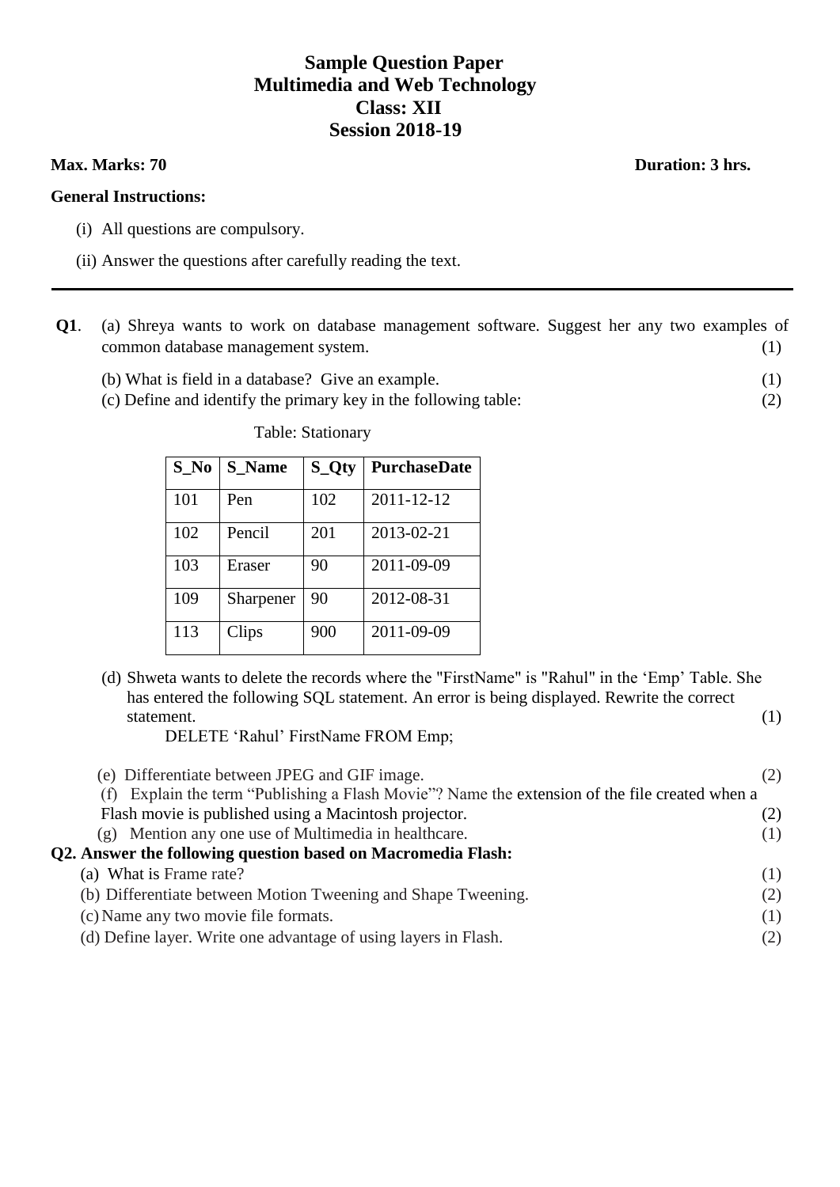# Sample Question Paper
# Multimedia and Web Technology
# Class: XII
# Session 2018-19

**Max. Marks: 70** **Duration: 3 hrs.**

**General Instructions:**

(i) All questions are compulsory.

(ii) Answer the questions after carefully reading the text.

---

**Q1**. (a) Shreya wants to work on database management software. Suggest her any two examples of common database management system. (1)

(b) What is field in a database? Give an example. (1)

(c) Define and identify the primary key in the following table: (2)

Table: Stationary

| S_No | S_Name | S_Qty | PurchaseDate |
|---|---|---|---|
| 101 | Pen | 102 | 2011-12-12 |
| 102 | Pencil | 201 | 2013-02-21 |
| 103 | Eraser | 90 | 2011-09-09 |
| 109 | Sharpener | 90 | 2012-08-31 |
| 113 | Clips | 900 | 2011-09-09 |

(d) Shweta wants to delete the records where the "FirstName" is "Rahul" in the 'Emp' Table. She has entered the following SQL statement. An error is being displayed. Rewrite the correct statement. (1)

DELETE 'Rahul' FirstName FROM Emp;

(e) Differentiate between JPEG and GIF image. (2)

(f) Explain the term "Publishing a Flash Movie"? Name the extension of the file created when a Flash movie is published using a Macintosh projector. (2)

(g) Mention any one use of Multimedia in healthcare. (1)

**Q2. Answer the following question based on Macromedia Flash:**

(a) What is Frame rate? (1)

(b) Differentiate between Motion Tweening and Shape Tweening. (2)

(c) Name any two movie file formats. (1)

(d) Define layer. Write one advantage of using layers in Flash. (2)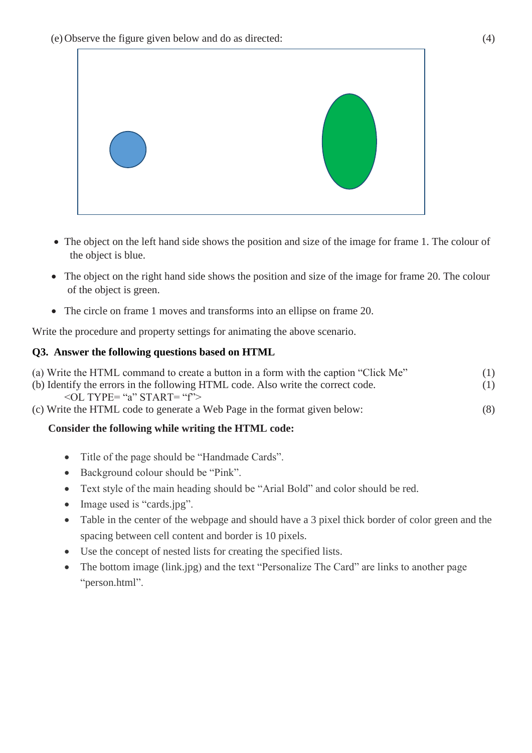(e) Observe the figure given below and do as directed: (4)

- The object on the left hand side shows the position and size of the image for frame 1. The colour of the object is blue.
- The object on the right hand side shows the position and size of the image for frame 20. The colour of the object is green.
- The circle on frame 1 moves and transforms into an ellipse on frame 20.

Write the procedure and property settings for animating the above scenario.

**Q3. Answer the following questions based on HTML**

(a) Write the HTML command to create a button in a form with the caption "Click Me" (1)

(b) Identify the errors in the following HTML code. Also write the correct code. (1)

```
<OL TYPE= "a" START= "f">
```

(c) Write the HTML code to generate a Web Page in the format given below: (8)

**Consider the following while writing the HTML code:**

- Title of the page should be "Handmade Cards".
- Background colour should be "Pink".
- Text style of the main heading should be "Arial Bold" and color should be red.
- Image used is "cards.jpg".
- Table in the center of the webpage and should have a 3 pixel thick border of color green and the spacing between cell content and border is 10 pixels.
- Use the concept of nested lists for creating the specified lists.
- The bottom image (link.jpg) and the text "Personalize The Card" are links to another page "person.html".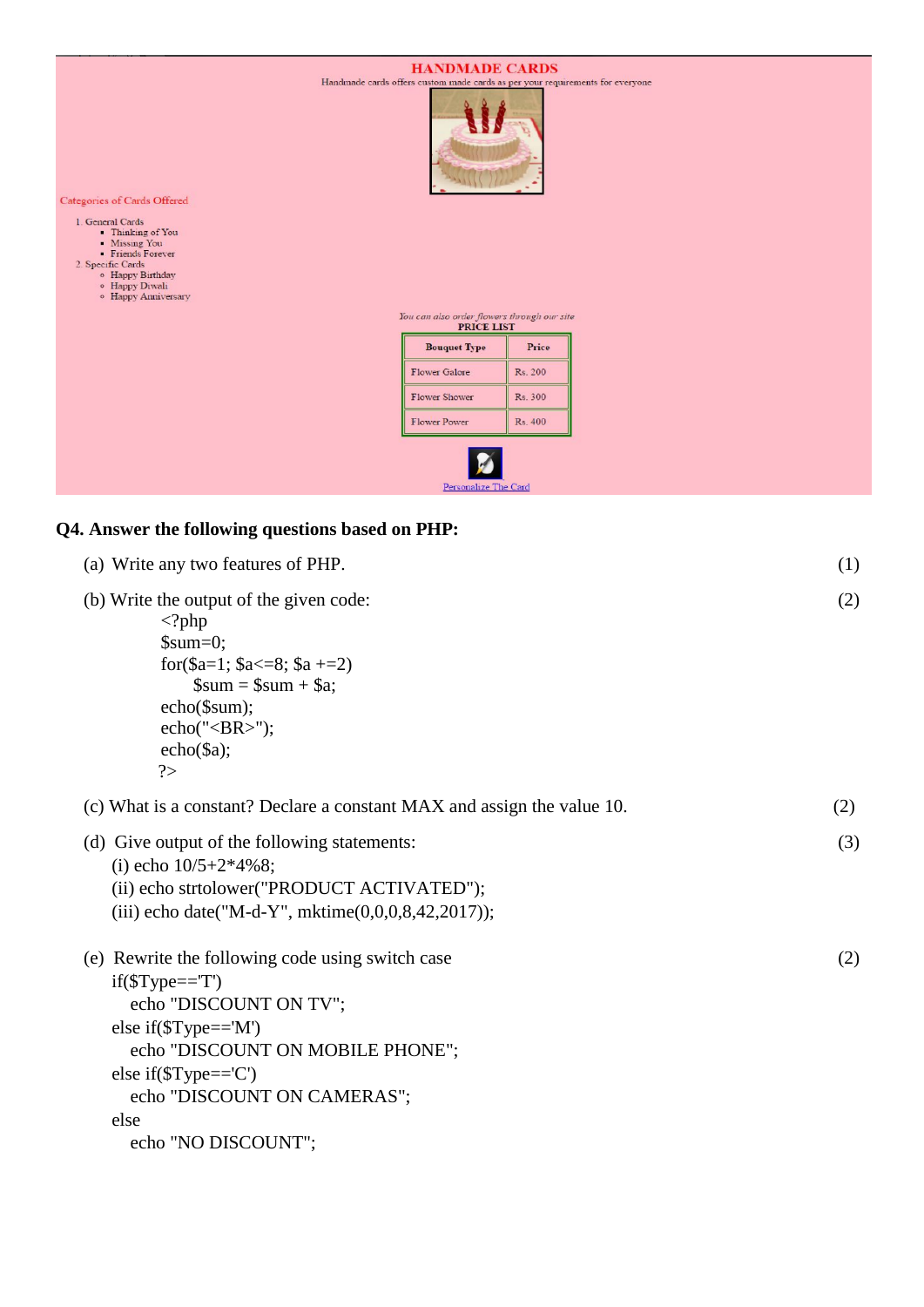**HANDMADE CARDS**

Handmade cards offers custom made cards as per your requirements for everyone

Categories of Cards Offered

1. General Cards
   - Thinking of You
   - Missing You
   - Friends Forever
2. Specific Cards
   - Happy Birthday
   - Happy Diwali
   - Happy Anniversary

*You can also order flowers through our site*

**PRICE LIST**

| Bouquet Type | Price |
|---|---|
| Flower Galore | Rs. 200 |
| Flower Shower | Rs. 300 |
| Flower Power | Rs. 400 |

Personalize The Card

**Q4. Answer the following questions based on PHP:**

(a) Write any two features of PHP. (1)

(b) Write the output of the given code: (2)

```
<?php
$sum=0;
for($a=1; $a<=8; $a +=2)
    $sum = $sum + $a;
echo($sum);
echo("<BR>");
echo($a);
?>
```

(c) What is a constant? Declare a constant MAX and assign the value 10. (2)

(d) Give output of the following statements: (3)

(i) echo 10/5+2*4%8;

(ii) echo strtolower("PRODUCT ACTIVATED");

(iii) echo date("M-d-Y", mktime(0,0,0,8,42,2017));

(e) Rewrite the following code using switch case (2)

```
if($Type=='T')
  echo "DISCOUNT ON TV";
else if($Type=='M')
  echo "DISCOUNT ON MOBILE PHONE";
else if($Type=='C')
  echo "DISCOUNT ON CAMERAS";
else
  echo "NO DISCOUNT";
```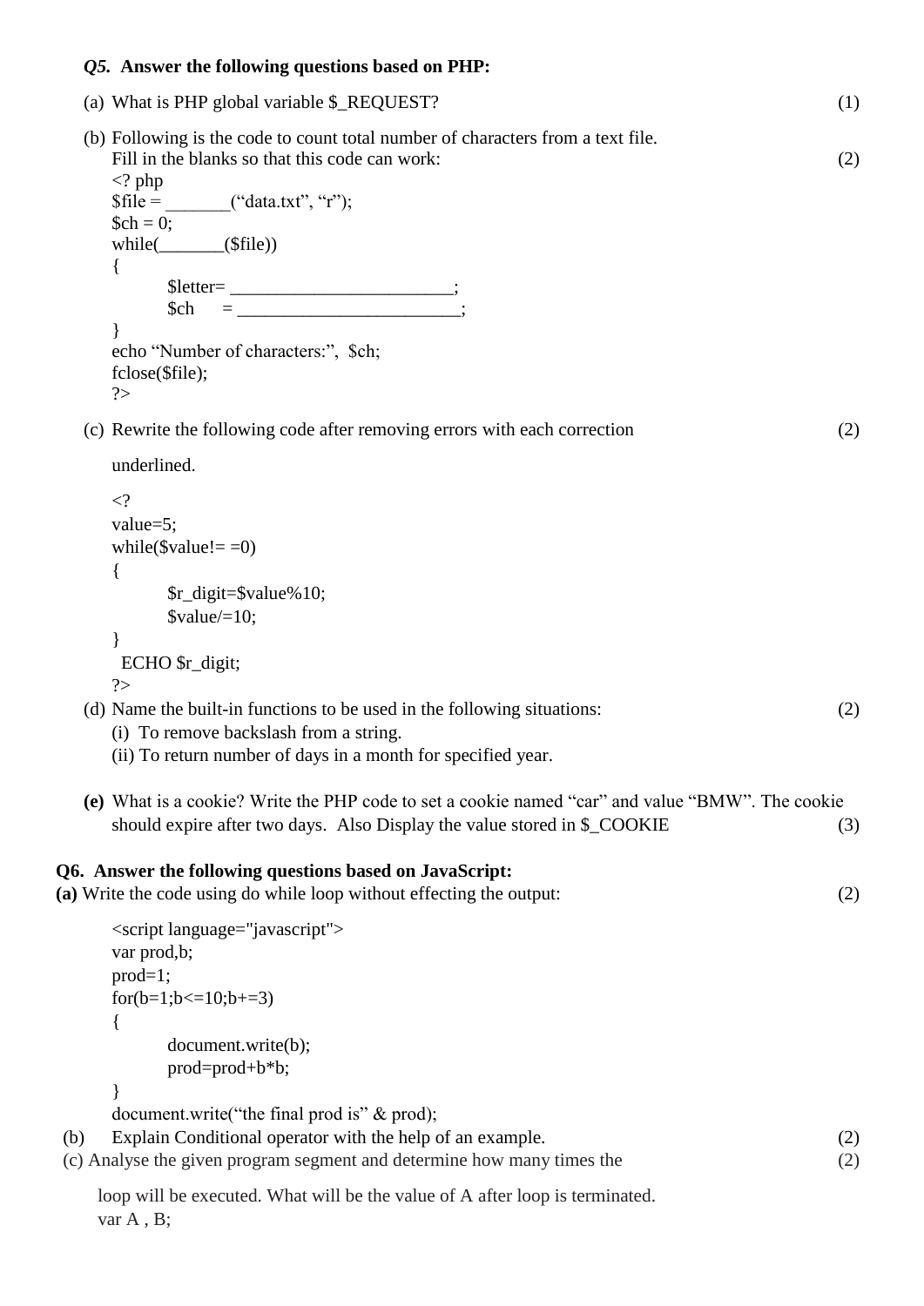***Q5.* Answer the following questions based on PHP:**

(a) What is PHP global variable $_REQUEST? (1)

(b) Following is the code to count total number of characters from a text file. Fill in the blanks so that this code can work: (2)

```
<? php
$file = _______(“data.txt”, “r”);
$ch = 0;
while(_______($file))
{
        $letter= ________________________;
        $ch     = ________________________;
}
echo “Number of characters:”,  $ch;
fclose($file);
?>
```

(c) Rewrite the following code after removing errors with each correction underlined. (2)

```
<?
value=5;
while($value!= =0)
{
        $r_digit=$value%10;
        $value/=10;
}
  ECHO $r_digit;
?>
```

(d) Name the built-in functions to be used in the following situations: (2)

(i) To remove backslash from a string.
(ii) To return number of days in a month for specified year.

**(e)** What is a cookie? Write the PHP code to set a cookie named “car” and value “BMW”. The cookie should expire after two days. Also Display the value stored in $_COOKIE (3)

**Q6. Answer the following questions based on JavaScript:**

**(a)** Write the code using do while loop without effecting the output: (2)

```
<script language="javascript">
var prod,b;
prod=1;
for(b=1;b<=10;b+=3)
{
        document.write(b);
        prod=prod+b*b;
}
document.write(“the final prod is” & prod);
```

(b) Explain Conditional operator with the help of an example. (2)

(c) Analyse the given program segment and determine how many times the loop will be executed. What will be the value of A after loop is terminated. (2)

```
var A , B;
```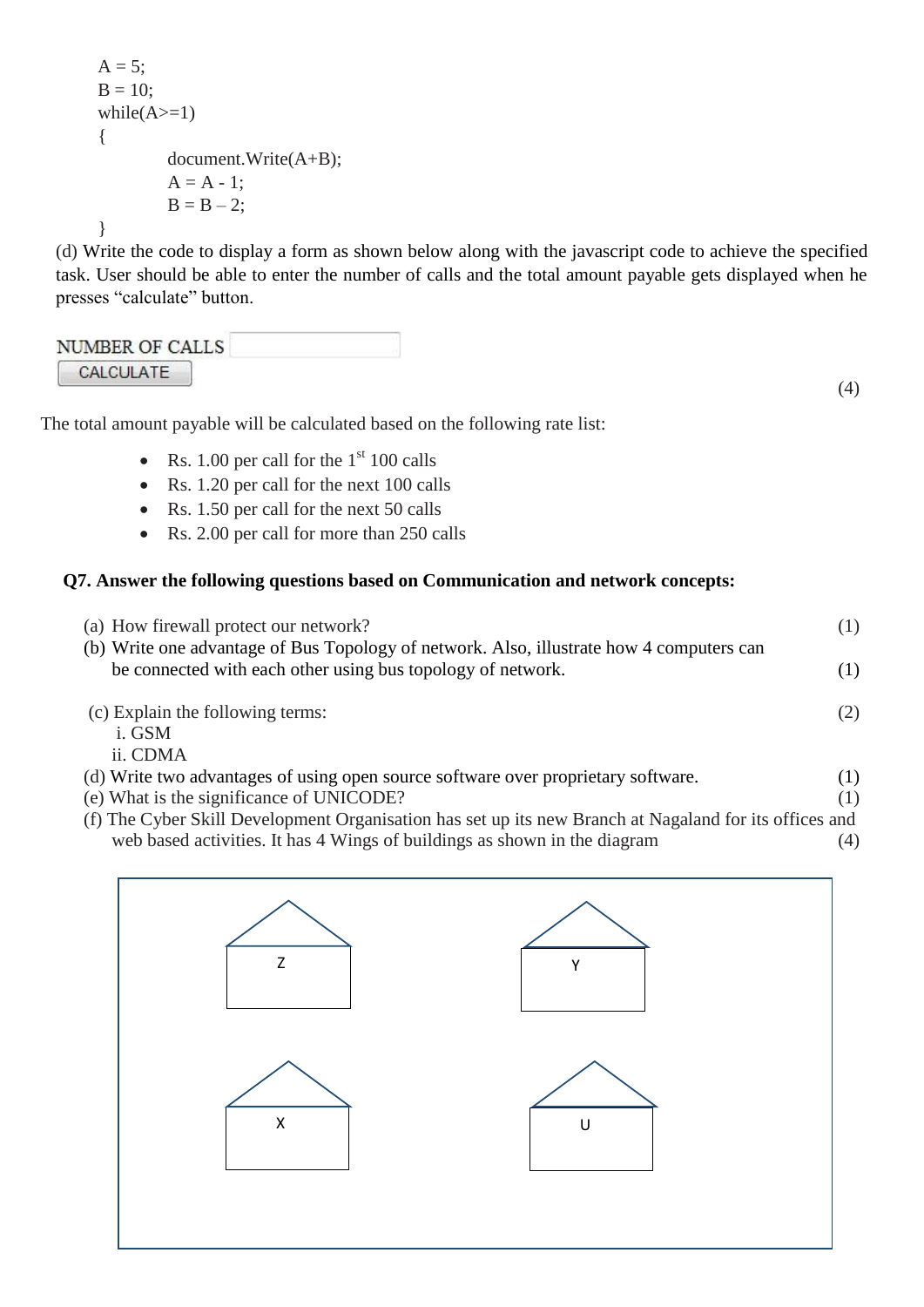```
A = 5;
B = 10;
while(A>=1)
{
        document.Write(A+B);
        A = A - 1;
        B = B – 2;
}
```

(d) Write the code to display a form as shown below along with the javascript code to achieve the specified task. User should be able to enter the number of calls and the total amount payable gets displayed when he presses "calculate" button.

NUMBER OF CALLS [ ]
[CALCULATE]

(4)

The total amount payable will be calculated based on the following rate list:

- Rs. 1.00 per call for the 1st 100 calls
- Rs. 1.20 per call for the next 100 calls
- Rs. 1.50 per call for the next 50 calls
- Rs. 2.00 per call for more than 250 calls

**Q7. Answer the following questions based on Communication and network concepts:**

(a) How firewall protect our network? (1)

(b) Write one advantage of Bus Topology of network. Also, illustrate how 4 computers can be connected with each other using bus topology of network. (1)

(c) Explain the following terms: (2)
  i. GSM
  ii. CDMA

(d) Write two advantages of using open source software over proprietary software. (1)

(e) What is the significance of UNICODE? (1)

(f) The Cyber Skill Development Organisation has set up its new Branch at Nagaland for its offices and web based activities. It has 4 Wings of buildings as shown in the diagram (4)

Z    Y

X    U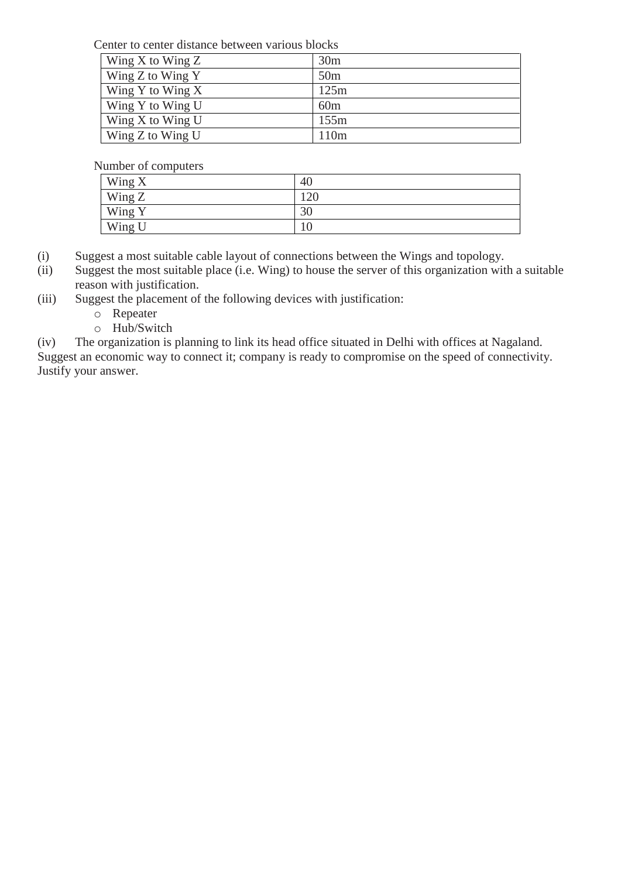Center to center distance between various blocks

| | |
|---|---|
| Wing X to Wing Z | 30m |
| Wing Z to Wing Y | 50m |
| Wing Y to Wing X | 125m |
| Wing Y to Wing U | 60m |
| Wing X to Wing U | 155m |
| Wing Z to Wing U | 110m |

Number of computers

| | |
|---|---|
| Wing X | 40 |
| Wing Z | 120 |
| Wing Y | 30 |
| Wing U | 10 |

(i) Suggest a most suitable cable layout of connections between the Wings and topology.

(ii) Suggest the most suitable place (i.e. Wing) to house the server of this organization with a suitable reason with justification.

(iii) Suggest the placement of the following devices with justification:

- Repeater
- Hub/Switch

(iv) The organization is planning to link its head office situated in Delhi with offices at Nagaland. Suggest an economic way to connect it; company is ready to compromise on the speed of connectivity. Justify your answer.